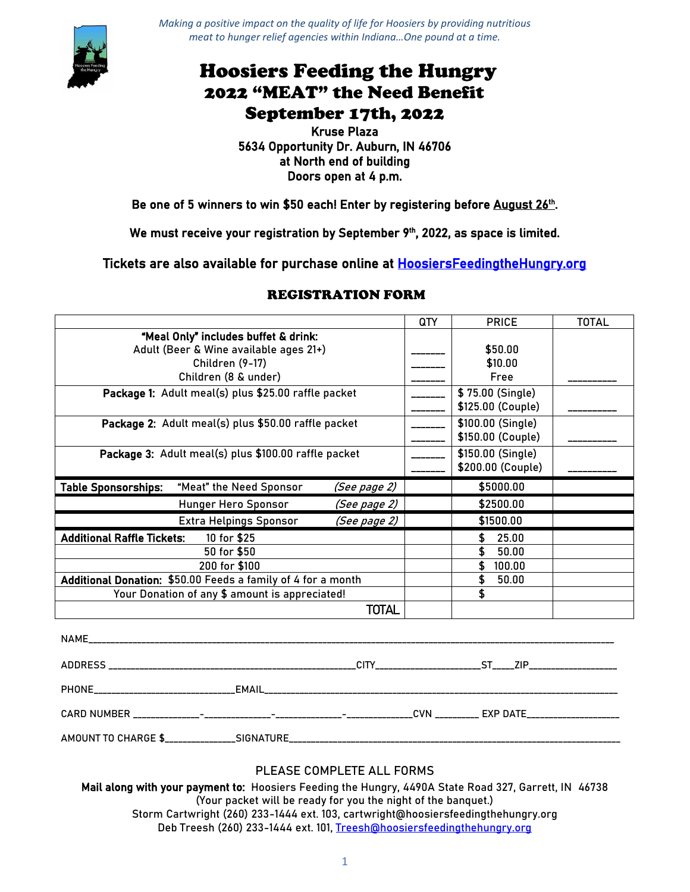*Making a positive impact on the quality of life for Hoosiers by providing nutritious meat to hunger relief agencies within Indiana…One pound at a time.*

# Hoosiers Feeding the Hungry
## 2022 "MEAT" the Need Benefit
## September 17th, 2022

**Kruse Plaza**
**5634 Opportunity Dr. Auburn, IN 46706**
**at North end of building**
**Doors open at 4 p.m.**

**Be one of 5 winners to win $50 each! Enter by registering before August 26th.**

**We must receive your registration by September 9th, 2022, as space is limited.**

**Tickets are also available for purchase online at HoosiersFeedingtheHungry.org**

## REGISTRATION FORM

| | QTY | PRICE | TOTAL |
|---|---|---|---|
| **"Meal Only" includes buffet & drink:** | | | |
| Adult (Beer & Wine available ages 21+) | ______ | $50.00 | |
| Children (9-17) | ______ | $10.00 | |
| Children (8 & under) | ______ | Free | _________ |
| **Package 1:** Adult meal(s) plus $25.00 raffle packet | ______ | $ 75.00 (Single) | |
| | ______ | $125.00 (Couple) | _________ |
| **Package 2:** Adult meal(s) plus $50.00 raffle packet | ______ | $100.00 (Single) | |
| | ______ | $150.00 (Couple) | _________ |
| **Package 3:** Adult meal(s) plus $100.00 raffle packet | ______ | $150.00 (Single) | |
| | ______ | $200.00 (Couple) | _________ |
| **Table Sponsorships:** "Meat" the Need Sponsor *(See page 2)* | | $5000.00 | |
| Hunger Hero Sponsor *(See page 2)* | | $2500.00 | |
| Extra Helpings Sponsor *(See page 2)* | | $1500.00 | |
| **Additional Raffle Tickets:** 10 for $25 | | $ 25.00 | |
| 50 for $50 | | $ 50.00 | |
| 200 for $100 | | $ 100.00 | |
| **Additional Donation:** $50.00 Feeds a family of 4 for a month | | $ 50.00 | |
| Your Donation of any $ amount is appreciated! | | $ | |
| TOTAL | | | |

NAME_______________________________________________

ADDRESS ______________________________CITY_______________ST____ZIP_____________

PHONE____________________EMAIL_____________________________________

CARD NUMBER ___________-___________-___________-___________CVN ________ EXP DATE______________

AMOUNT TO CHARGE $____________SIGNATURE_________________________________

PLEASE COMPLETE ALL FORMS

**Mail along with your payment to:** Hoosiers Feeding the Hungry, 4490A State Road 327, Garrett, IN 46738
(Your packet will be ready for you the night of the banquet.)
Storm Cartwright (260) 233-1444 ext. 103, cartwright@hoosiersfeedingthehungry.org
Deb Treesh (260) 233-1444 ext. 101, Treesh@hoosiersfeedingthehungry.org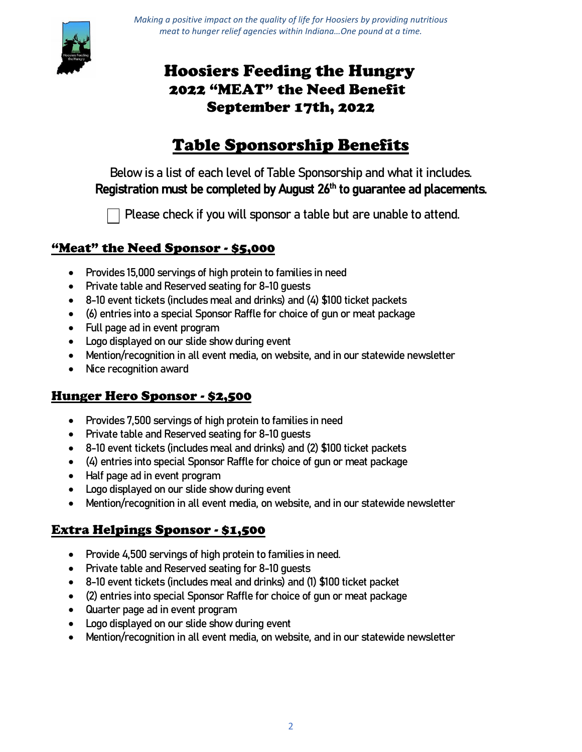*Making a positive impact on the quality of life for Hoosiers by providing nutritious meat to hunger relief agencies within Indiana…One pound at a time.*

# Hoosiers Feeding the Hungry
## 2022 "MEAT" the Need Benefit
## September 17th, 2022

# Table Sponsorship Benefits

Below is a list of each level of Table Sponsorship and what it includes.
**Registration must be completed by August 26th to guarantee ad placements.**

☐ Please check if you will sponsor a table but are unable to attend.

## "Meat" the Need Sponsor - $5,000

- Provides 15,000 servings of high protein to families in need
- Private table and Reserved seating for 8-10 guests
- 8-10 event tickets (includes meal and drinks) and (4) $100 ticket packets
- (6) entries into a special Sponsor Raffle for choice of gun or meat package
- Full page ad in event program
- Logo displayed on our slide show during event
- Mention/recognition in all event media, on website, and in our statewide newsletter
- Nice recognition award

## Hunger Hero Sponsor - $2,500

- Provides 7,500 servings of high protein to families in need
- Private table and Reserved seating for 8-10 guests
- 8-10 event tickets (includes meal and drinks) and (2) $100 ticket packets
- (4) entries into special Sponsor Raffle for choice of gun or meat package
- Half page ad in event program
- Logo displayed on our slide show during event
- Mention/recognition in all event media, on website, and in our statewide newsletter

## Extra Helpings Sponsor - $1,500

- Provide 4,500 servings of high protein to families in need.
- Private table and Reserved seating for 8-10 guests
- 8-10 event tickets (includes meal and drinks) and (1) $100 ticket packet
- (2) entries into special Sponsor Raffle for choice of gun or meat package
- Quarter page ad in event program
- Logo displayed on our slide show during event
- Mention/recognition in all event media, on website, and in our statewide newsletter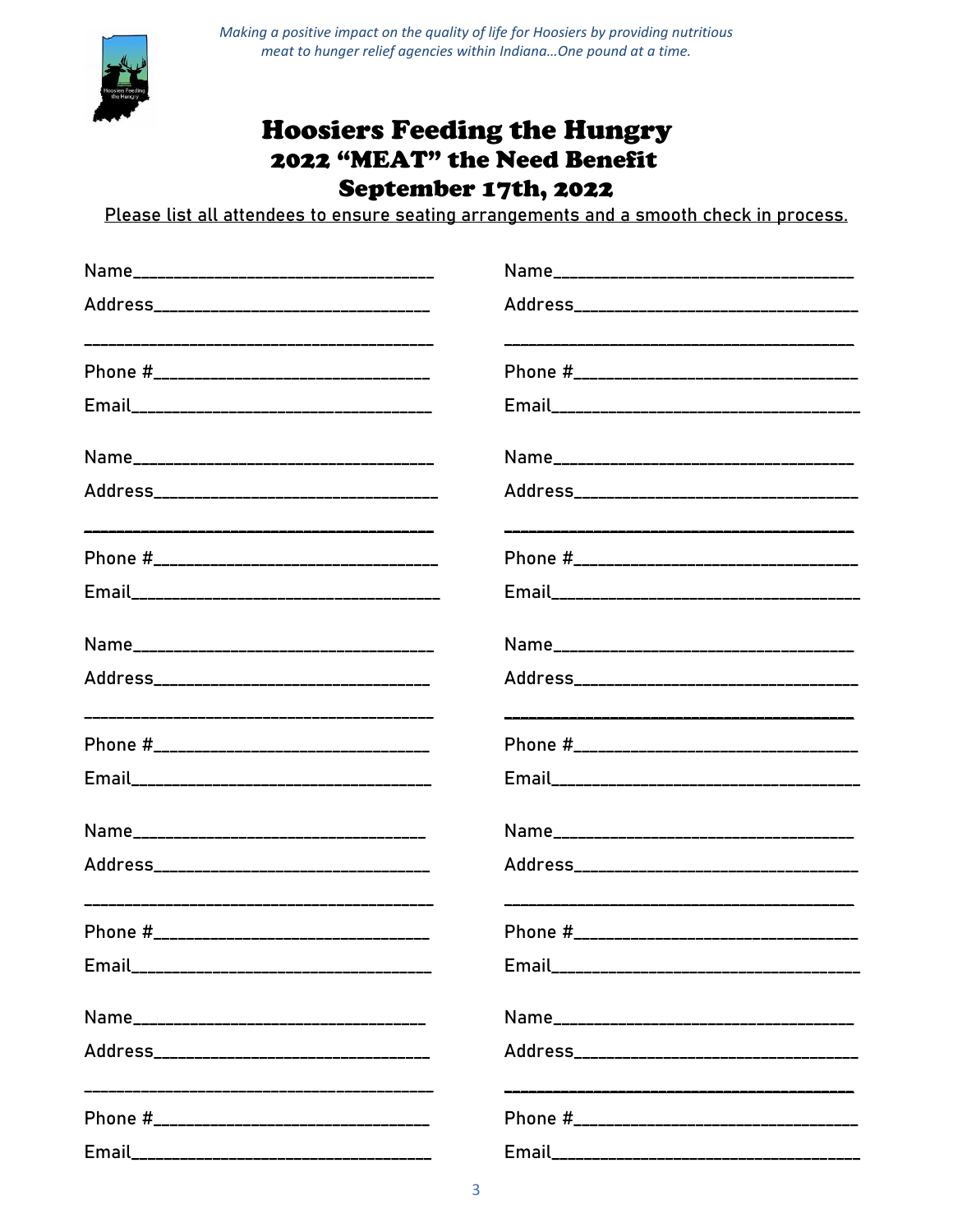*Making a positive impact on the quality of life for Hoosiers by providing nutritious meat to hunger relief agencies within Indiana…One pound at a time.*

# Hoosiers Feeding the Hungry
## 2022 "MEAT" the Need Benefit
## September 17th, 2022

Please list all attendees to ensure seating arrangements and a smooth check in process.

Name_________________________________
Address_______________________________
_____________________________________
Phone #_______________________________
Email_________________________________

Name_________________________________
Address_______________________________
_____________________________________
Phone #_______________________________
Email_________________________________

Name_________________________________
Address_______________________________
_____________________________________
Phone #_______________________________
Email_________________________________

Name_________________________________
Address_______________________________
_____________________________________
Phone #_______________________________
Email_________________________________

Name_________________________________
Address_______________________________
_____________________________________
Phone #_______________________________
Email_________________________________

Name_________________________________
Address_______________________________
_____________________________________
Phone #_______________________________
Email_________________________________

Name_________________________________
Address_______________________________
_____________________________________
Phone #_______________________________
Email_________________________________

Name_________________________________
Address_______________________________
_____________________________________
Phone #_______________________________
Email_________________________________

Name_________________________________
Address_______________________________
_____________________________________
Phone #_______________________________
Email_________________________________

Name_________________________________
Address_______________________________
_____________________________________
Phone #_______________________________
Email_________________________________